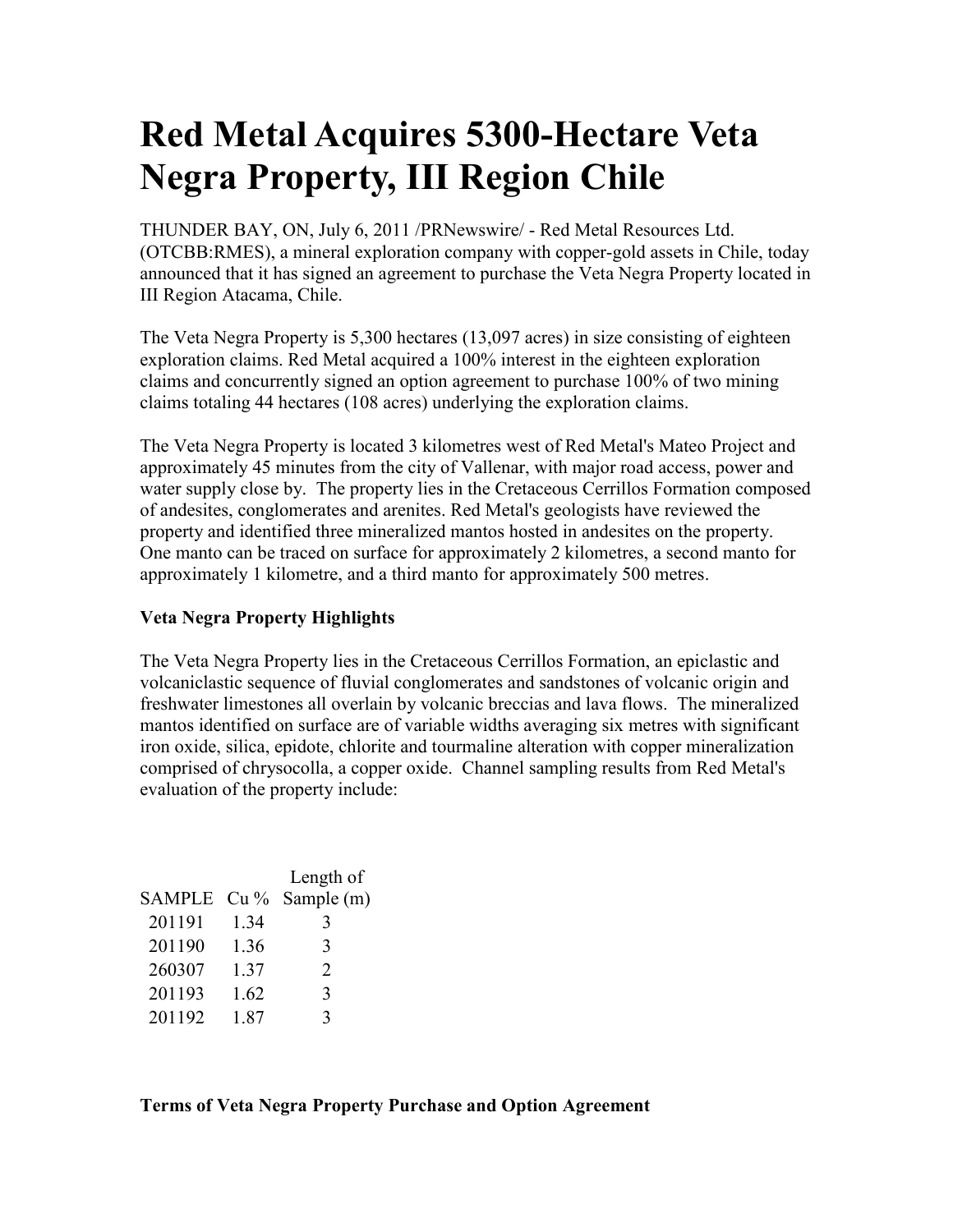# Red Metal Acquires 5300-Hectare Veta Negra Property, III Region Chile

THUNDER BAY, ON, July 6, 2011 /PRNewswire/ - Red Metal Resources Ltd. (OTCBB:RMES), a mineral exploration company with copper-gold assets in Chile, today announced that it has signed an agreement to purchase the Veta Negra Property located in III Region Atacama, Chile.

The Veta Negra Property is 5,300 hectares (13,097 acres) in size consisting of eighteen exploration claims. Red Metal acquired a 100% interest in the eighteen exploration claims and concurrently signed an option agreement to purchase 100% of two mining claims totaling 44 hectares (108 acres) underlying the exploration claims.

The Veta Negra Property is located 3 kilometres west of Red Metal's Mateo Project and approximately 45 minutes from the city of Vallenar, with major road access, power and water supply close by. The property lies in the Cretaceous Cerrillos Formation composed of andesites, conglomerates and arenites. Red Metal's geologists have reviewed the property and identified three mineralized mantos hosted in andesites on the property. One manto can be traced on surface for approximately 2 kilometres, a second manto for approximately 1 kilometre, and a third manto for approximately 500 metres.

**Veta Negra Property Highlights**

The Veta Negra Property lies in the Cretaceous Cerrillos Formation, an epiclastic and volcaniclastic sequence of fluvial conglomerates and sandstones of volcanic origin and freshwater limestones all overlain by volcanic breccias and lava flows. The mineralized mantos identified on surface are of variable widths averaging six metres with significant iron oxide, silica, epidote, chlorite and tourmaline alteration with copper mineralization comprised of chrysocolla, a copper oxide. Channel sampling results from Red Metal's evaluation of the property include:

| SAMPLE | Cu % | Length of Sample (m) |
|---|---|---|
| 201191 | 1.34 | 3 |
| 201190 | 1.36 | 3 |
| 260307 | 1.37 | 2 |
| 201193 | 1.62 | 3 |
| 201192 | 1.87 | 3 |

**Terms of Veta Negra Property Purchase and Option Agreement**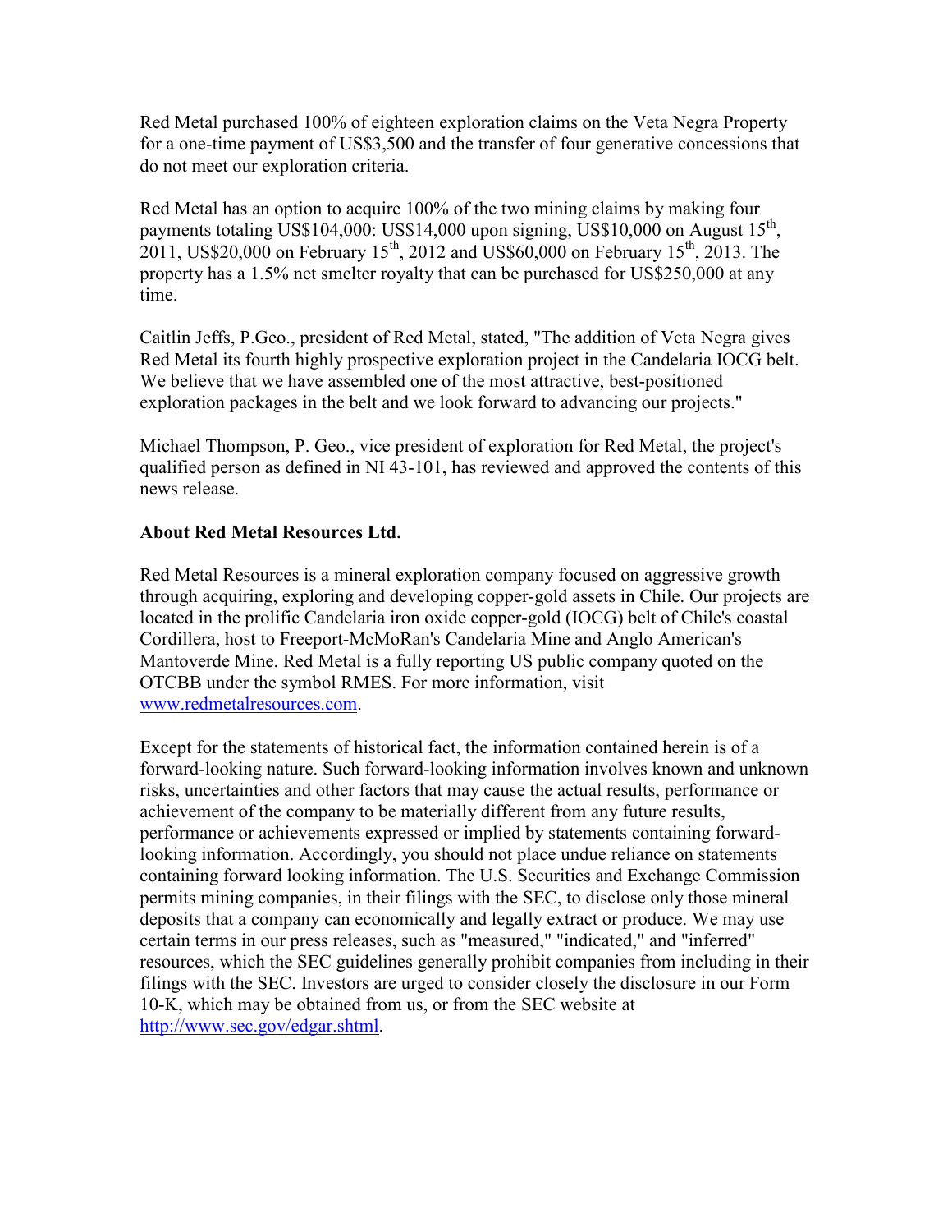Red Metal purchased 100% of eighteen exploration claims on the Veta Negra Property for a one-time payment of US$3,500 and the transfer of four generative concessions that do not meet our exploration criteria.

Red Metal has an option to acquire 100% of the two mining claims by making four payments totaling US$104,000: US$14,000 upon signing, US$10,000 on August 15th, 2011, US$20,000 on February 15th, 2012 and US$60,000 on February 15th, 2013. The property has a 1.5% net smelter royalty that can be purchased for US$250,000 at any time.

Caitlin Jeffs, P.Geo., president of Red Metal, stated, "The addition of Veta Negra gives Red Metal its fourth highly prospective exploration project in the Candelaria IOCG belt. We believe that we have assembled one of the most attractive, best-positioned exploration packages in the belt and we look forward to advancing our projects."

Michael Thompson, P. Geo., vice president of exploration for Red Metal, the project's qualified person as defined in NI 43-101, has reviewed and approved the contents of this news release.

**About Red Metal Resources Ltd.**

Red Metal Resources is a mineral exploration company focused on aggressive growth through acquiring, exploring and developing copper-gold assets in Chile. Our projects are located in the prolific Candelaria iron oxide copper-gold (IOCG) belt of Chile's coastal Cordillera, host to Freeport-McMoRan's Candelaria Mine and Anglo American's Mantoverde Mine. Red Metal is a fully reporting US public company quoted on the OTCBB under the symbol RMES. For more information, visit www.redmetalresources.com.

Except for the statements of historical fact, the information contained herein is of a forward-looking nature. Such forward-looking information involves known and unknown risks, uncertainties and other factors that may cause the actual results, performance or achievement of the company to be materially different from any future results, performance or achievements expressed or implied by statements containing forward-looking information. Accordingly, you should not place undue reliance on statements containing forward looking information. The U.S. Securities and Exchange Commission permits mining companies, in their filings with the SEC, to disclose only those mineral deposits that a company can economically and legally extract or produce. We may use certain terms in our press releases, such as "measured," "indicated," and "inferred" resources, which the SEC guidelines generally prohibit companies from including in their filings with the SEC. Investors are urged to consider closely the disclosure in our Form 10-K, which may be obtained from us, or from the SEC website at http://www.sec.gov/edgar.shtml.